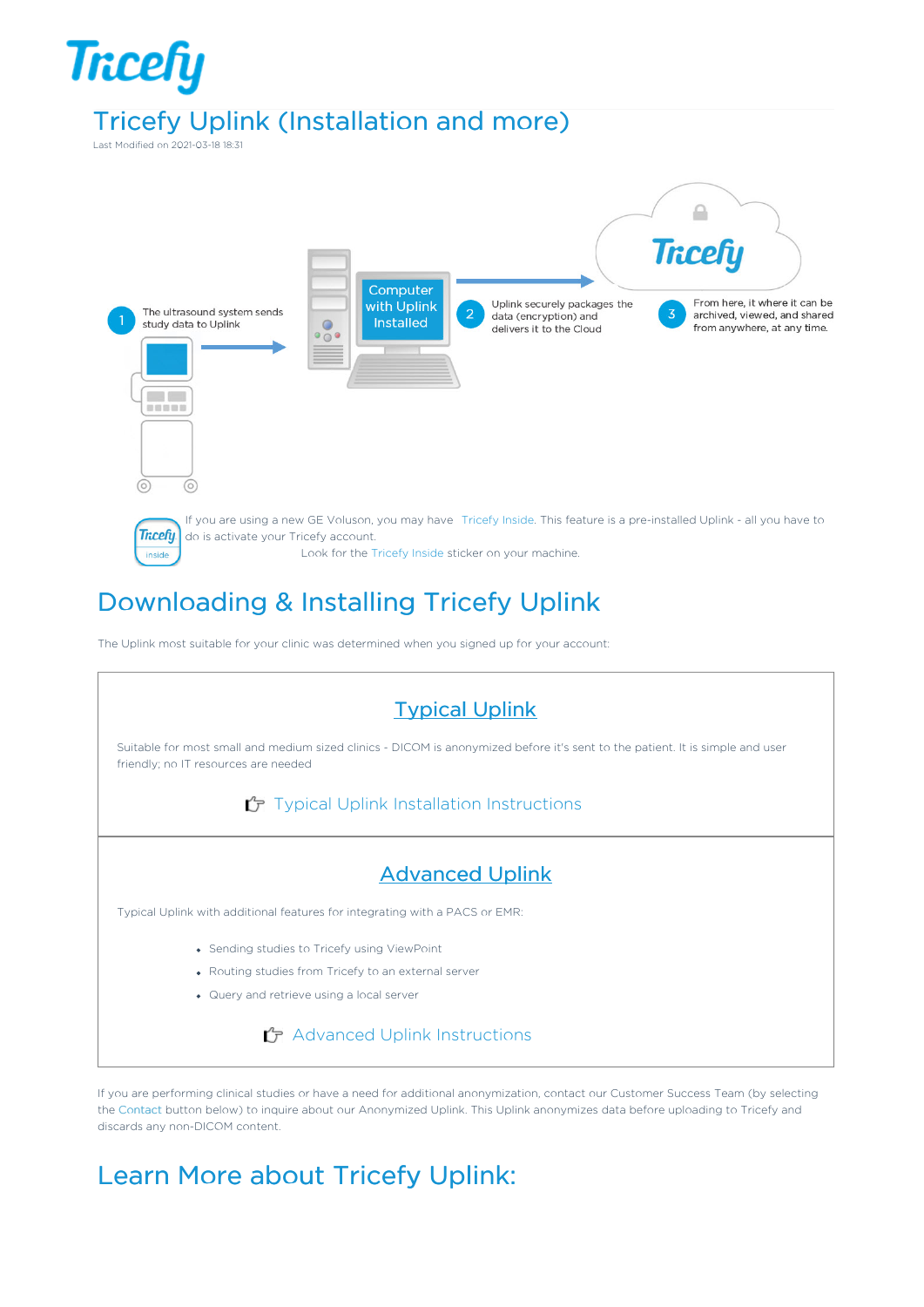# Tricefy Uplink (Installation and more)

Last Modified on 2021-03-18 18:31

1. The ultrasound system sends study data to Uplink

Computer with Uplink Installed

2. Uplink securely packages the data (encryption) and delivers it to the Cloud

3. From here, it where it can be archived, viewed, and shared from anywhere, at any time.

If you are using a new GE Voluson, you may have Tricefy Inside. This feature is a pre-installed Uplink - all you have to do is activate your Tricefy account.

Look for the Tricefy Inside sticker on your machine.

## Downloading & Installing Tricefy Uplink

The Uplink most suitable for your clinic was determined when you signed up for your account:

### Typical Uplink

Suitable for most small and medium sized clinics - DICOM is anonymized before it's sent to the patient. It is simple and user friendly; no IT resources are needed

Typical Uplink Installation Instructions

### Advanced Uplink

Typical Uplink with additional features for integrating with a PACS or EMR:

- Sending studies to Tricefy using ViewPoint
- Routing studies from Tricefy to an external server
- Query and retrieve using a local server

Advanced Uplink Instructions

If you are performing clinical studies or have a need for additional anonymization, contact our Customer Success Team (by selecting the Contact button below) to inquire about our Anonymized Uplink. This Uplink anonymizes data before uploading to Tricefy and discards any non-DICOM content.

## Learn More about Tricefy Uplink: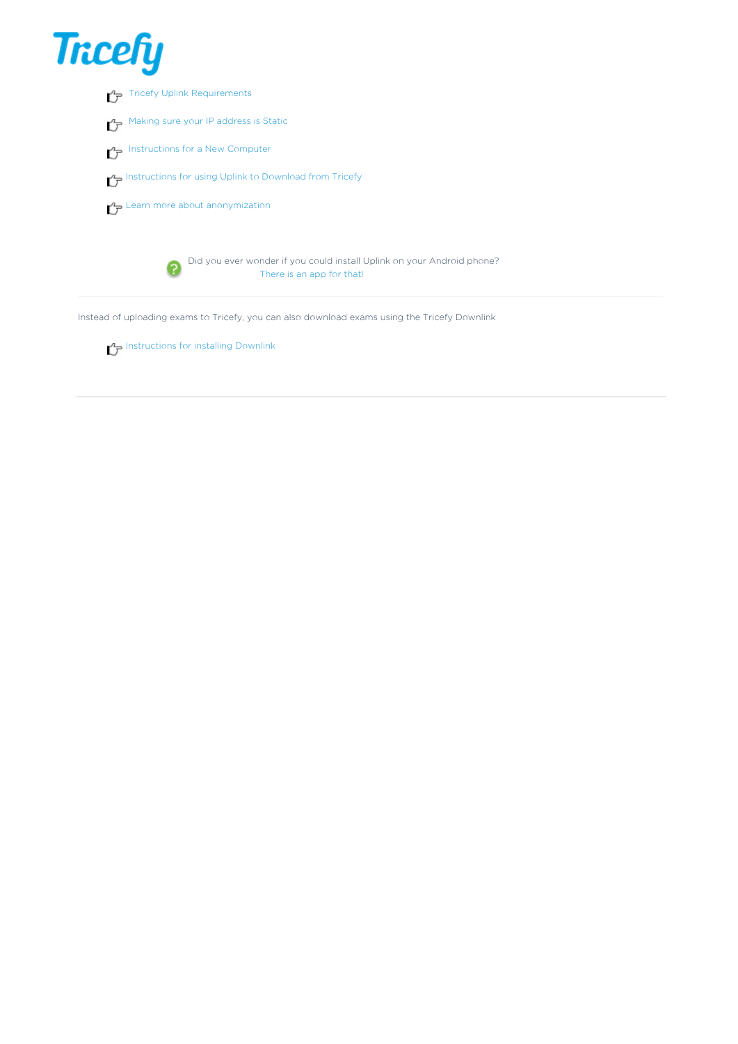- Tricefy Uplink Requirements
- Making sure your IP address is Static
- Instructions for a New Computer
- Instructions for using Uplink to Download from Tricefy
- Learn more about anonymization

Did you ever wonder if you could install Uplink on your Android phone?
There is an app for that!

---

Instead of uploading exams to Tricefy, you can also download exams using the Tricefy Downlink

- Instructions for installing Downlink

---